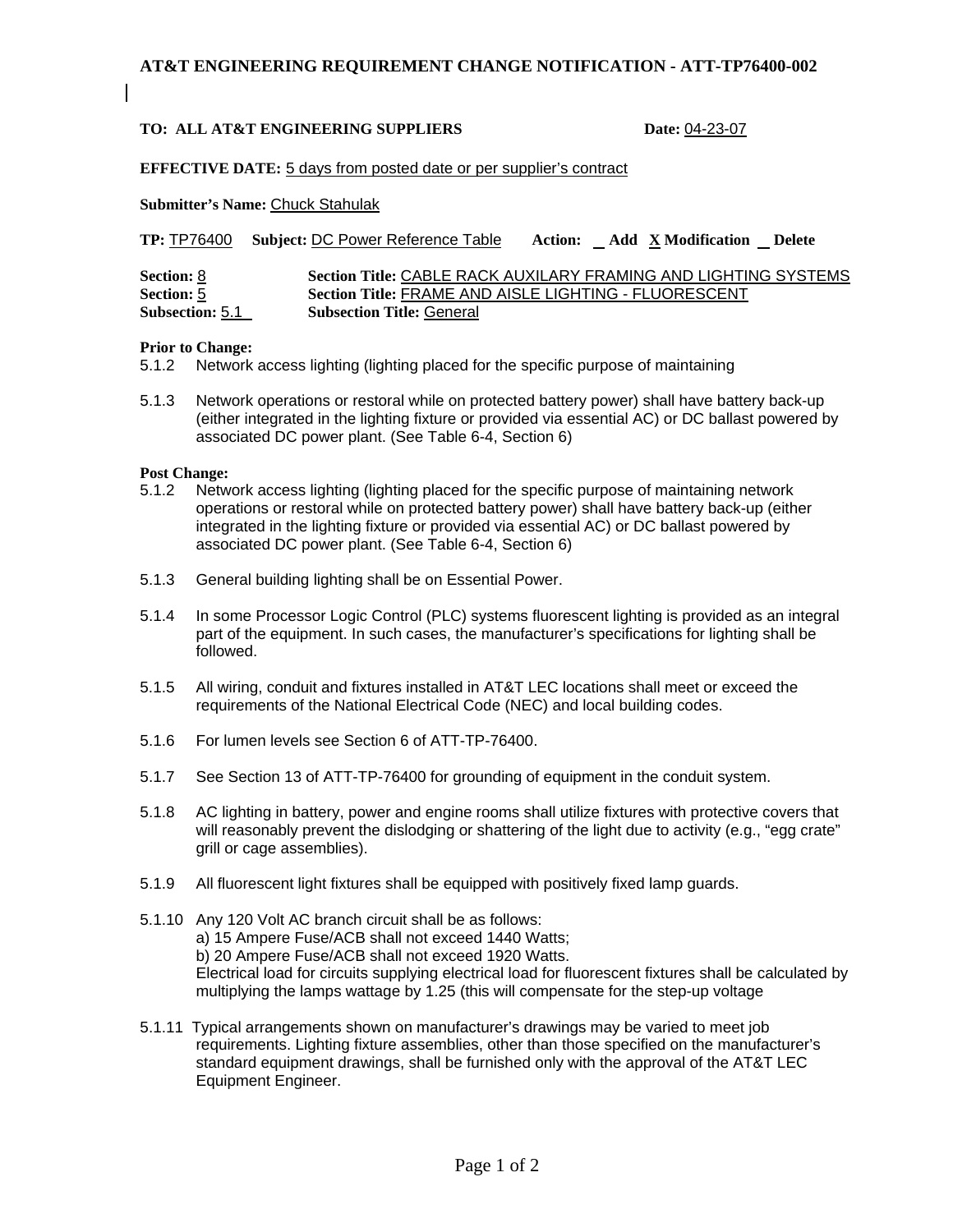# AT&T ENGINEERING REQUIREMENT CHANGE NOTIFICATION - ATT-TP76400-002

**TO: ALL AT&T ENGINEERING SUPPLIERS** **Date:** 04-23-07

**EFFECTIVE DATE:** 5 days from posted date or per supplier's contract

**Submitter's Name:** Chuck Stahulak

**TP:** TP76400 **Subject:** DC Power Reference Table **Action:** __ Add X Modification __ Delete

**Section:** 8 **Section Title:** CABLE RACK AUXILARY FRAMING AND LIGHTING SYSTEMS
**Section:** 5 **Section Title:** FRAME AND AISLE LIGHTING - FLUORESCENT
**Subsection:** 5.1 **Subsection Title:** General

**Prior to Change:**

5.1.2 Network access lighting (lighting placed for the specific purpose of maintaining

5.1.3 Network operations or restoral while on protected battery power) shall have battery back-up (either integrated in the lighting fixture or provided via essential AC) or DC ballast powered by associated DC power plant. (See Table 6-4, Section 6)

**Post Change:**

5.1.2 Network access lighting (lighting placed for the specific purpose of maintaining network operations or restoral while on protected battery power) shall have battery back-up (either integrated in the lighting fixture or provided via essential AC) or DC ballast powered by associated DC power plant. (See Table 6-4, Section 6)

5.1.3 General building lighting shall be on Essential Power.

5.1.4 In some Processor Logic Control (PLC) systems fluorescent lighting is provided as an integral part of the equipment. In such cases, the manufacturer's specifications for lighting shall be followed.

5.1.5 All wiring, conduit and fixtures installed in AT&T LEC locations shall meet or exceed the requirements of the National Electrical Code (NEC) and local building codes.

5.1.6 For lumen levels see Section 6 of ATT-TP-76400.

5.1.7 See Section 13 of ATT-TP-76400 for grounding of equipment in the conduit system.

5.1.8 AC lighting in battery, power and engine rooms shall utilize fixtures with protective covers that will reasonably prevent the dislodging or shattering of the light due to activity (e.g., "egg crate" grill or cage assemblies).

5.1.9 All fluorescent light fixtures shall be equipped with positively fixed lamp guards.

5.1.10 Any 120 Volt AC branch circuit shall be as follows:
a) 15 Ampere Fuse/ACB shall not exceed 1440 Watts;
b) 20 Ampere Fuse/ACB shall not exceed 1920 Watts.
Electrical load for circuits supplying electrical load for fluorescent fixtures shall be calculated by multiplying the lamps wattage by 1.25 (this will compensate for the step-up voltage

5.1.11 Typical arrangements shown on manufacturer's drawings may be varied to meet job requirements. Lighting fixture assemblies, other than those specified on the manufacturer's standard equipment drawings, shall be furnished only with the approval of the AT&T LEC Equipment Engineer.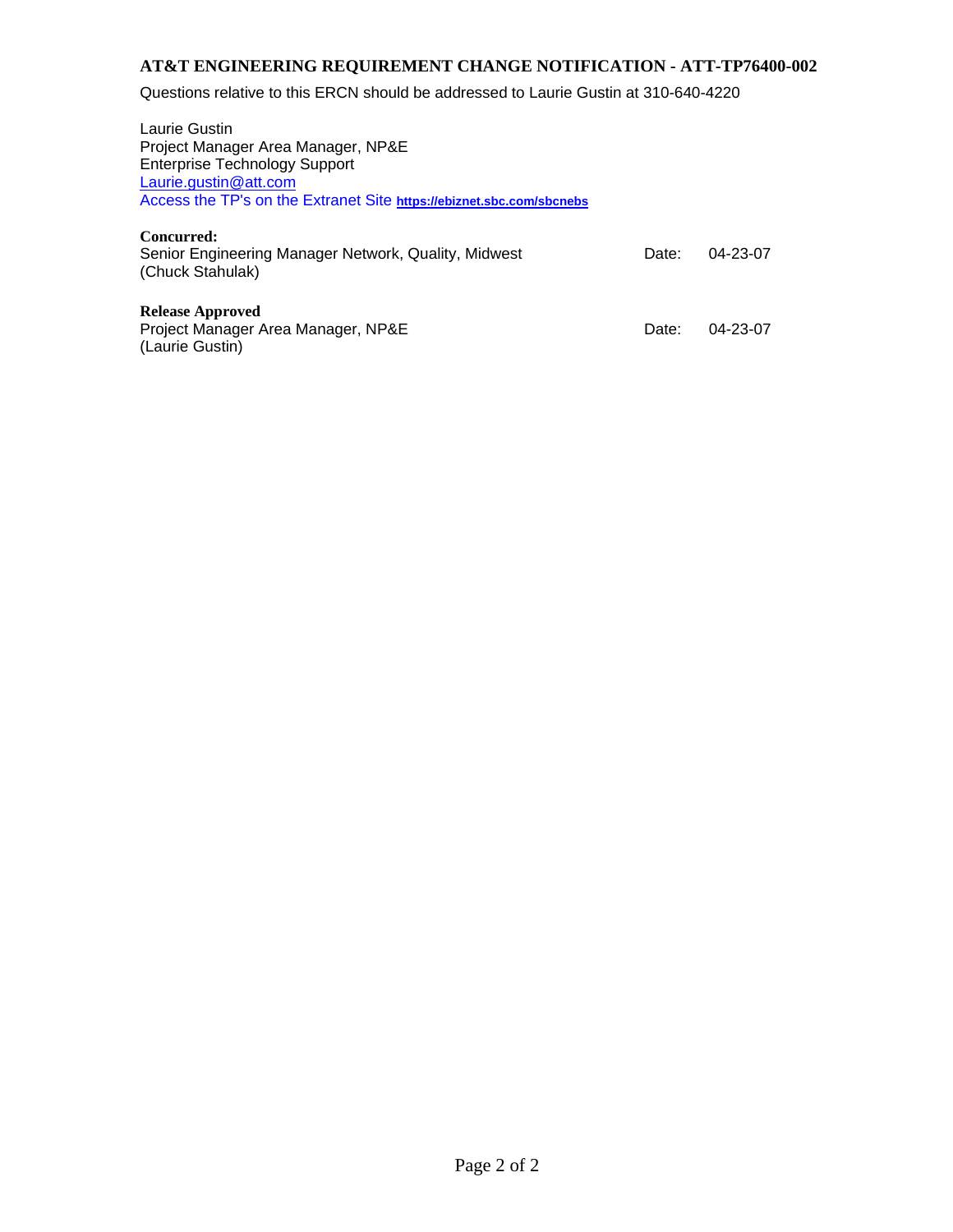**AT&T ENGINEERING REQUIREMENT CHANGE NOTIFICATION - ATT-TP76400-002**

Questions relative to this ERCN should be addressed to Laurie Gustin at 310-640-4220

Laurie Gustin
Project Manager Area Manager, NP&E
Enterprise Technology Support
Laurie.gustin@att.com
Access the TP's on the Extranet Site https://ebiznet.sbc.com/sbcnebs

**Concurred:**
Senior Engineering Manager Network, Quality, Midwest (Chuck Stahulak) Date: 04-23-07

**Release Approved**
Project Manager Area Manager, NP&E (Laurie Gustin) Date: 04-23-07